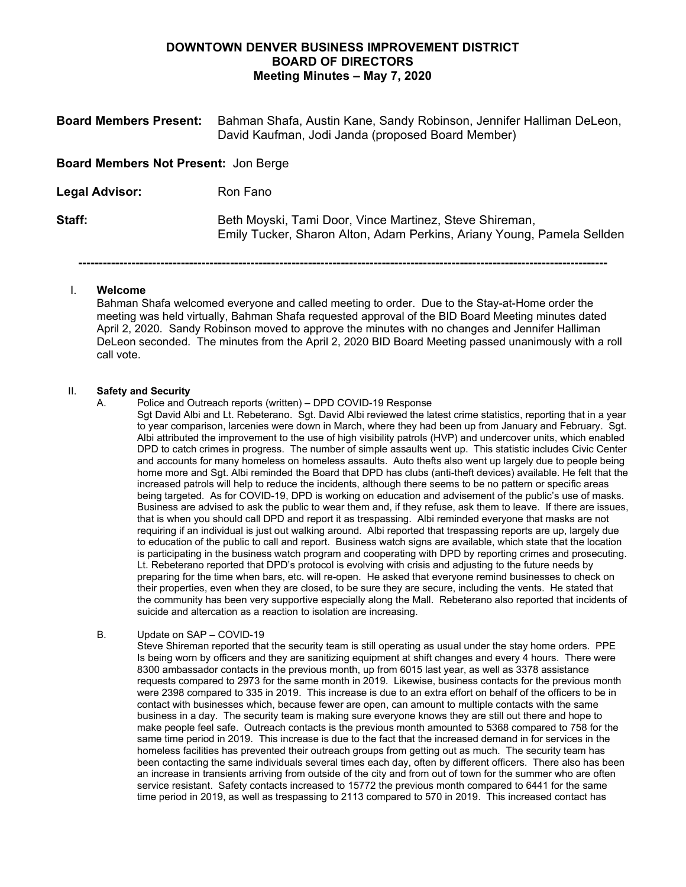# DOWNTOWN DENVER BUSINESS IMPROVEMENT DISTRICT
## BOARD OF DIRECTORS
### Meeting Minutes – May 7, 2020

**Board Members Present:** Bahman Shafa, Austin Kane, Sandy Robinson, Jennifer Halliman DeLeon, David Kaufman, Jodi Janda (proposed Board Member)

**Board Members Not Present:** Jon Berge

**Legal Advisor:** Ron Fano

**Staff:** Beth Moyski, Tami Door, Vince Martinez, Steve Shireman, Emily Tucker, Sharon Alton, Adam Perkins, Ariany Young, Pamela Sellden

---

I. **Welcome**

Bahman Shafa welcomed everyone and called meeting to order. Due to the Stay-at-Home order the meeting was held virtually, Bahman Shafa requested approval of the BID Board Meeting minutes dated April 2, 2020. Sandy Robinson moved to approve the minutes with no changes and Jennifer Halliman DeLeon seconded. The minutes from the April 2, 2020 BID Board Meeting passed unanimously with a roll call vote.

II. **Safety and Security**

A. Police and Outreach reports (written) – DPD COVID-19 Response

Sgt David Albi and Lt. Rebeterano. Sgt. David Albi reviewed the latest crime statistics, reporting that in a year to year comparison, larcenies were down in March, where they had been up from January and February. Sgt. Albi attributed the improvement to the use of high visibility patrols (HVP) and undercover units, which enabled DPD to catch crimes in progress. The number of simple assaults went up. This statistic includes Civic Center and accounts for many homeless on homeless assaults. Auto thefts also went up largely due to people being home more and Sgt. Albi reminded the Board that DPD has clubs (anti-theft devices) available. He felt that the increased patrols will help to reduce the incidents, although there seems to be no pattern or specific areas being targeted. As for COVID-19, DPD is working on education and advisement of the public's use of masks. Business are advised to ask the public to wear them and, if they refuse, ask them to leave. If there are issues, that is when you should call DPD and report it as trespassing. Albi reminded everyone that masks are not requiring if an individual is just out walking around. Albi reported that trespassing reports are up, largely due to education of the public to call and report. Business watch signs are available, which state that the location is participating in the business watch program and cooperating with DPD by reporting crimes and prosecuting. Lt. Rebeterano reported that DPD's protocol is evolving with crisis and adjusting to the future needs by preparing for the time when bars, etc. will re-open. He asked that everyone remind businesses to check on their properties, even when they are closed, to be sure they are secure, including the vents. He stated that the community has been very supportive especially along the Mall. Rebeterano also reported that incidents of suicide and altercation as a reaction to isolation are increasing.

B. Update on SAP – COVID-19

Steve Shireman reported that the security team is still operating as usual under the stay home orders. PPE Is being worn by officers and they are sanitizing equipment at shift changes and every 4 hours. There were 8300 ambassador contacts in the previous month, up from 6015 last year, as well as 3378 assistance requests compared to 2973 for the same month in 2019. Likewise, business contacts for the previous month were 2398 compared to 335 in 2019. This increase is due to an extra effort on behalf of the officers to be in contact with businesses which, because fewer are open, can amount to multiple contacts with the same business in a day. The security team is making sure everyone knows they are still out there and hope to make people feel safe. Outreach contacts is the previous month amounted to 5368 compared to 758 for the same time period in 2019. This increase is due to the fact that the increased demand in for services in the homeless facilities has prevented their outreach groups from getting out as much. The security team has been contacting the same individuals several times each day, often by different officers. There also has been an increase in transients arriving from outside of the city and from out of town for the summer who are often service resistant. Safety contacts increased to 15772 the previous month compared to 6441 for the same time period in 2019, as well as trespassing to 2113 compared to 570 in 2019. This increased contact has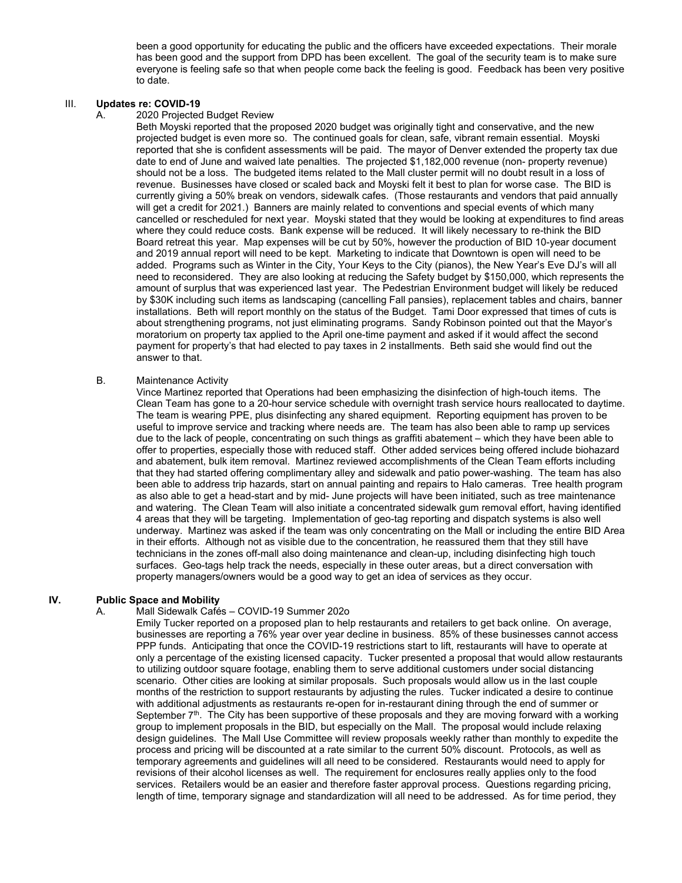been a good opportunity for educating the public and the officers have exceeded expectations. Their morale has been good and the support from DPD has been excellent. The goal of the security team is to make sure everyone is feeling safe so that when people come back the feeling is good. Feedback has been very positive to date.

## III. **Updates re: COVID-19**

### A. 2020 Projected Budget Review

Beth Moyski reported that the proposed 2020 budget was originally tight and conservative, and the new projected budget is even more so. The continued goals for clean, safe, vibrant remain essential. Moyski reported that she is confident assessments will be paid. The mayor of Denver extended the property tax due date to end of June and waived late penalties. The projected $1,182,000 revenue (non- property revenue) should not be a loss. The budgeted items related to the Mall cluster permit will no doubt result in a loss of revenue. Businesses have closed or scaled back and Moyski felt it best to plan for worse case. The BID is currently giving a 50% break on vendors, sidewalk cafes. (Those restaurants and vendors that paid annually will get a credit for 2021.) Banners are mainly related to conventions and special events of which many cancelled or rescheduled for next year. Moyski stated that they would be looking at expenditures to find areas where they could reduce costs. Bank expense will be reduced. It will likely necessary to re-think the BID Board retreat this year. Map expenses will be cut by 50%, however the production of BID 10-year document and 2019 annual report will need to be kept. Marketing to indicate that Downtown is open will need to be added. Programs such as Winter in the City, Your Keys to the City (pianos), the New Year's Eve DJ's will all need to reconsidered. They are also looking at reducing the Safety budget by $150,000, which represents the amount of surplus that was experienced last year. The Pedestrian Environment budget will likely be reduced by $30K including such items as landscaping (cancelling Fall pansies), replacement tables and chairs, banner installations. Beth will report monthly on the status of the Budget. Tami Door expressed that times of cuts is about strengthening programs, not just eliminating programs. Sandy Robinson pointed out that the Mayor's moratorium on property tax applied to the April one-time payment and asked if it would affect the second payment for property's that had elected to pay taxes in 2 installments. Beth said she would find out the answer to that.

### B. Maintenance Activity

Vince Martinez reported that Operations had been emphasizing the disinfection of high-touch items. The Clean Team has gone to a 20-hour service schedule with overnight trash service hours reallocated to daytime. The team is wearing PPE, plus disinfecting any shared equipment. Reporting equipment has proven to be useful to improve service and tracking where needs are. The team has also been able to ramp up services due to the lack of people, concentrating on such things as graffiti abatement – which they have been able to offer to properties, especially those with reduced staff. Other added services being offered include biohazard and abatement, bulk item removal. Martinez reviewed accomplishments of the Clean Team efforts including that they had started offering complimentary alley and sidewalk and patio power-washing. The team has also been able to address trip hazards, start on annual painting and repairs to Halo cameras. Tree health program as also able to get a head-start and by mid- June projects will have been initiated, such as tree maintenance and watering. The Clean Team will also initiate a concentrated sidewalk gum removal effort, having identified 4 areas that they will be targeting. Implementation of geo-tag reporting and dispatch systems is also well underway. Martinez was asked if the team was only concentrating on the Mall or including the entire BID Area in their efforts. Although not as visible due to the concentration, he reassured them that they still have technicians in the zones off-mall also doing maintenance and clean-up, including disinfecting high touch surfaces. Geo-tags help track the needs, especially in these outer areas, but a direct conversation with property managers/owners would be a good way to get an idea of services as they occur.

## IV. **Public Space and Mobility**

### A. Mall Sidewalk Cafés – COVID-19 Summer 202o

Emily Tucker reported on a proposed plan to help restaurants and retailers to get back online. On average, businesses are reporting a 76% year over year decline in business. 85% of these businesses cannot access PPP funds. Anticipating that once the COVID-19 restrictions start to lift, restaurants will have to operate at only a percentage of the existing licensed capacity. Tucker presented a proposal that would allow restaurants to utilizing outdoor square footage, enabling them to serve additional customers under social distancing scenario. Other cities are looking at similar proposals. Such proposals would allow us in the last couple months of the restriction to support restaurants by adjusting the rules. Tucker indicated a desire to continue with additional adjustments as restaurants re-open for in-restaurant dining through the end of summer or September 7th. The City has been supportive of these proposals and they are moving forward with a working group to implement proposals in the BID, but especially on the Mall. The proposal would include relaxing design guidelines. The Mall Use Committee will review proposals weekly rather than monthly to expedite the process and pricing will be discounted at a rate similar to the current 50% discount. Protocols, as well as temporary agreements and guidelines will all need to be considered. Restaurants would need to apply for revisions of their alcohol licenses as well. The requirement for enclosures really applies only to the food services. Retailers would be an easier and therefore faster approval process. Questions regarding pricing, length of time, temporary signage and standardization will all need to be addressed. As for time period, they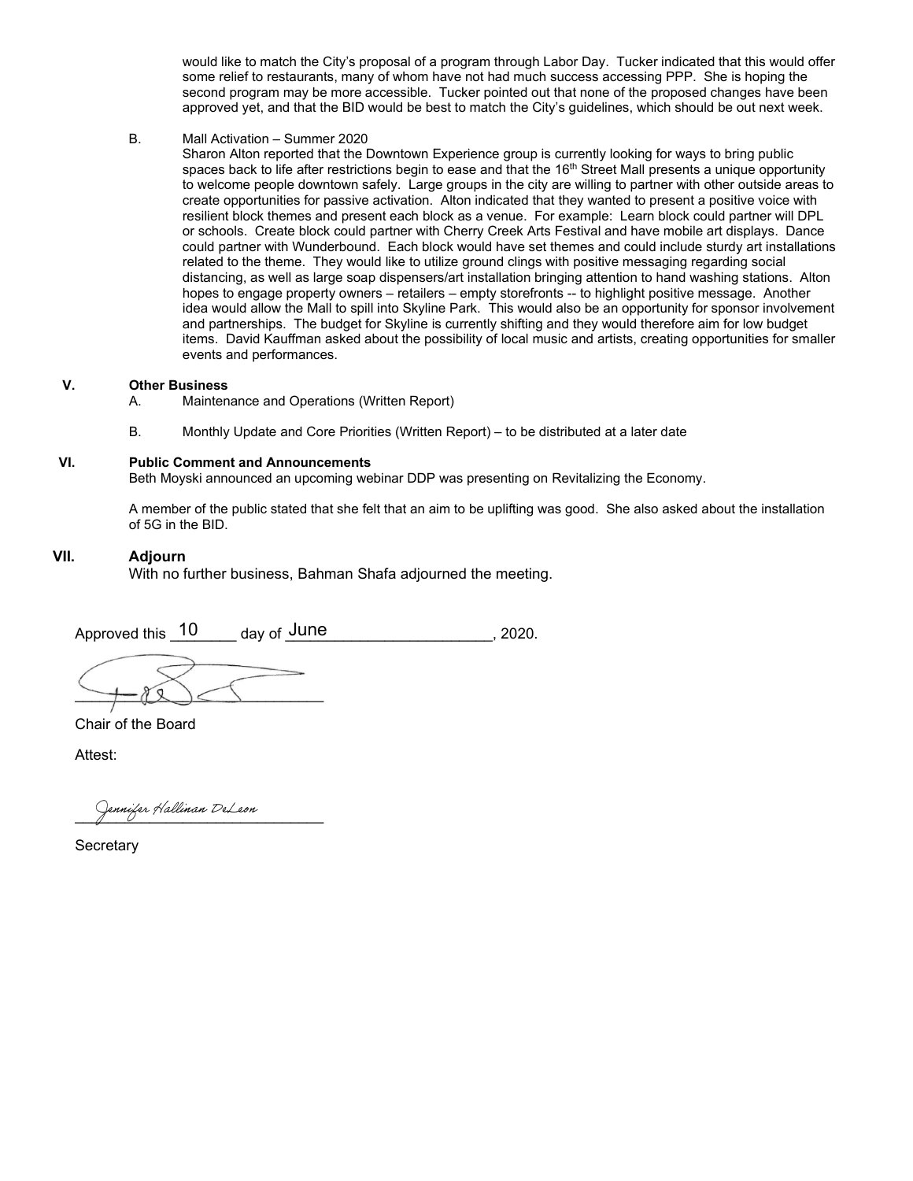would like to match the City's proposal of a program through Labor Day. Tucker indicated that this would offer some relief to restaurants, many of whom have not had much success accessing PPP. She is hoping the second program may be more accessible. Tucker pointed out that none of the proposed changes have been approved yet, and that the BID would be best to match the City's guidelines, which should be out next week.

B. Mall Activation – Summer 2020

Sharon Alton reported that the Downtown Experience group is currently looking for ways to bring public spaces back to life after restrictions begin to ease and that the 16th Street Mall presents a unique opportunity to welcome people downtown safely. Large groups in the city are willing to partner with other outside areas to create opportunities for passive activation. Alton indicated that they wanted to present a positive voice with resilient block themes and present each block as a venue. For example: Learn block could partner will DPL or schools. Create block could partner with Cherry Creek Arts Festival and have mobile art displays. Dance could partner with Wunderbound. Each block would have set themes and could include sturdy art installations related to the theme. They would like to utilize ground clings with positive messaging regarding social distancing, as well as large soap dispensers/art installation bringing attention to hand washing stations. Alton hopes to engage property owners – retailers – empty storefronts -- to highlight positive message. Another idea would allow the Mall to spill into Skyline Park. This would also be an opportunity for sponsor involvement and partnerships. The budget for Skyline is currently shifting and they would therefore aim for low budget items. David Kauffman asked about the possibility of local music and artists, creating opportunities for smaller events and performances.

## V. Other Business

A. Maintenance and Operations (Written Report)

B. Monthly Update and Core Priorities (Written Report) – to be distributed at a later date

## VI. Public Comment and Announcements

Beth Moyski announced an upcoming webinar DDP was presenting on Revitalizing the Economy.

A member of the public stated that she felt that an aim to be uplifting was good. She also asked about the installation of 5G in the BID.

## VII. Adjourn

With no further business, Bahman Shafa adjourned the meeting.

Approved this 10 day of June, 2020.

[signature]

Chair of the Board

Attest:

Jennifer Hallinan DeLeon

Secretary